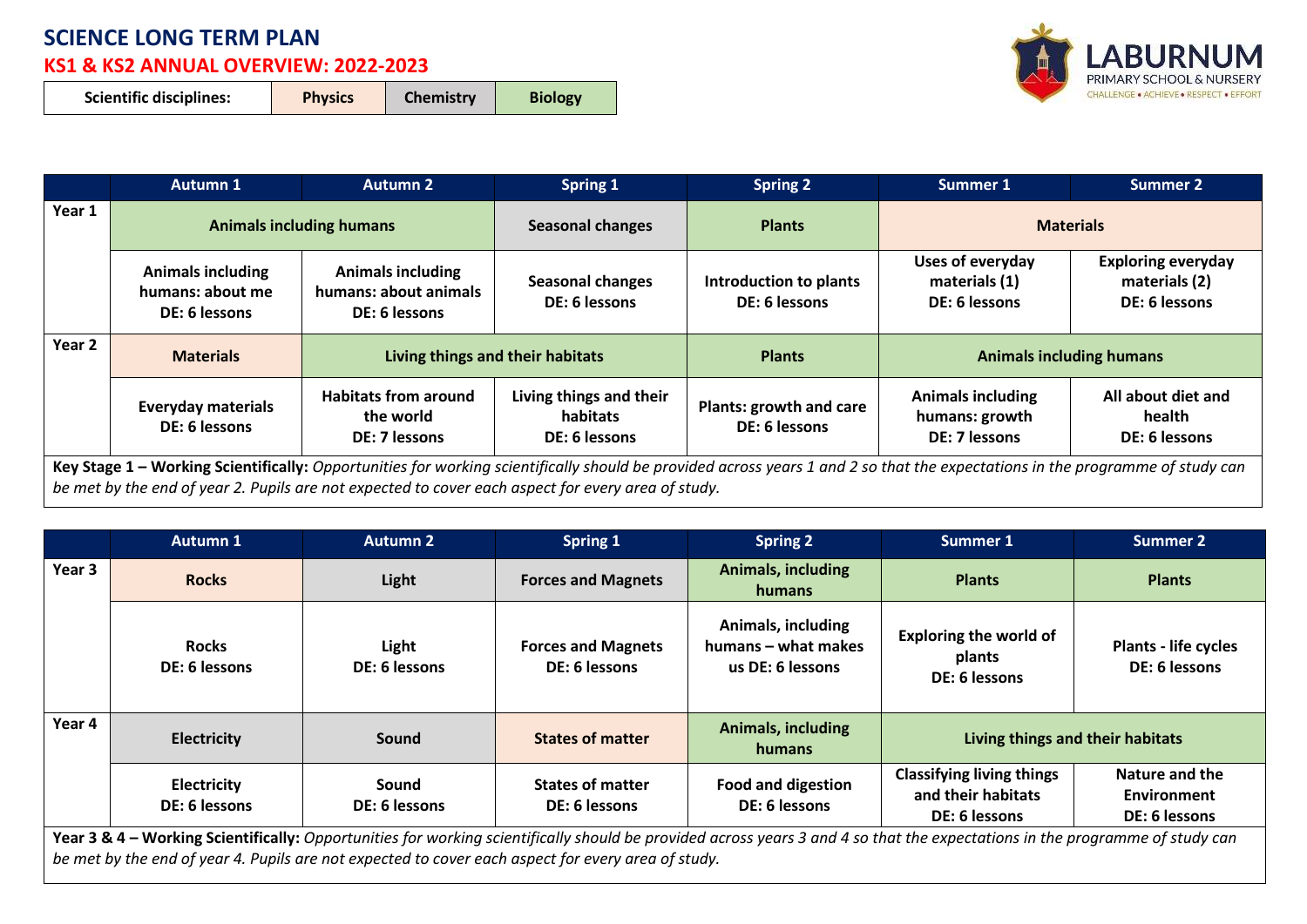# SCIENCE LONG TERM PLAN

## KS1 & KS2 ANNUAL OVERVIEW: 2022-2023

LABURNUM PRIMARY SCHOOL & NURSERY
CHALLENGE • ACHIEVE • RESPECT • EFFORT

| Scientific disciplines: | Physics | Chemistry | Biology |
|---|---|---|---|

| | Autumn 1 | Autumn 2 | Spring 1 | Spring 2 | Summer 1 | Summer 2 |
|---|---|---|---|---|---|---|
| **Year 1** | **Animals including humans** | | **Seasonal changes** | **Plants** | **Materials** | |
| | **Animals including humans: about me DE: 6 lessons** | **Animals including humans: about animals DE: 6 lessons** | **Seasonal changes DE: 6 lessons** | **Introduction to plants DE: 6 lessons** | **Uses of everyday materials (1) DE: 6 lessons** | **Exploring everyday materials (2) DE: 6 lessons** |
| **Year 2** | **Materials** | **Living things and their habitats** | | **Plants** | **Animals including humans** | |
| | **Everyday materials DE: 6 lessons** | **Habitats from around the world DE: 7 lessons** | **Living things and their habitats DE: 6 lessons** | **Plants: growth and care DE: 6 lessons** | **Animals including humans: growth DE: 7 lessons** | **All about diet and health DE: 6 lessons** |

**Key Stage 1 – Working Scientifically:** *Opportunities for working scientifically should be provided across years 1 and 2 so that the expectations in the programme of study can be met by the end of year 2. Pupils are not expected to cover each aspect for every area of study.*

| | Autumn 1 | Autumn 2 | Spring 1 | Spring 2 | Summer 1 | Summer 2 |
|---|---|---|---|---|---|---|
| **Year 3** | **Rocks** | **Light** | **Forces and Magnets** | **Animals, including humans** | **Plants** | **Plants** |
| | **Rocks DE: 6 lessons** | **Light DE: 6 lessons** | **Forces and Magnets DE: 6 lessons** | **Animals, including humans – what makes us DE: 6 lessons** | **Exploring the world of plants DE: 6 lessons** | **Plants - life cycles DE: 6 lessons** |
| **Year 4** | **Electricity** | **Sound** | **States of matter** | **Animals, including humans** | **Living things and their habitats** | |
| | **Electricity DE: 6 lessons** | **Sound DE: 6 lessons** | **States of matter DE: 6 lessons** | **Food and digestion DE: 6 lessons** | **Classifying living things and their habitats DE: 6 lessons** | **Nature and the Environment DE: 6 lessons** |

**Year 3 & 4 – Working Scientifically:** *Opportunities for working scientifically should be provided across years 3 and 4 so that the expectations in the programme of study can be met by the end of year 4. Pupils are not expected to cover each aspect for every area of study.*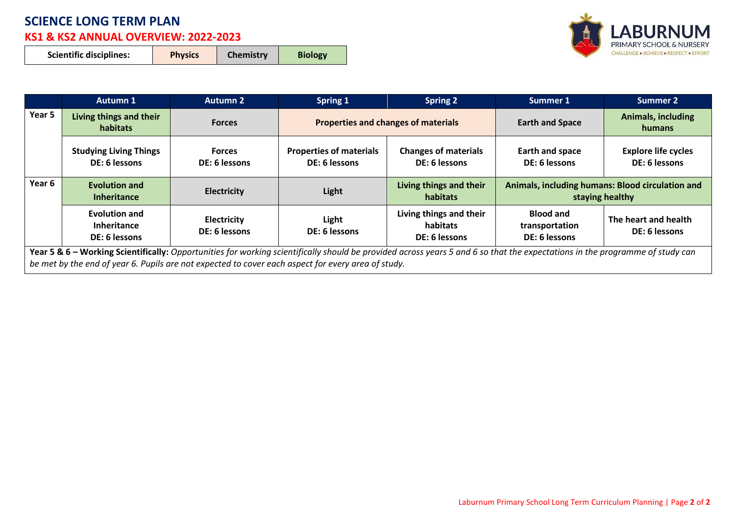# SCIENCE LONG TERM PLAN

## KS1 & KS2 ANNUAL OVERVIEW: 2022-2023

| Scientific disciplines: | Physics | Chemistry | Biology |
| --- | --- | --- | --- |

LABURNUM PRIMARY SCHOOL & NURSERY
CHALLENGE • ACHIEVE • RESPECT • EFFORT

| | Autumn 1 | Autumn 2 | Spring 1 | Spring 2 | Summer 1 | Summer 2 |
| --- | --- | --- | --- | --- | --- | --- |
| Year 5 | **Living things and their habitats** | **Forces** | **Properties and changes of materials** | | **Earth and Space** | **Animals, including humans** |
| | **Studying Living Things DE: 6 lessons** | **Forces DE: 6 lessons** | **Properties of materials DE: 6 lessons** | **Changes of materials DE: 6 lessons** | **Earth and space DE: 6 lessons** | **Explore life cycles DE: 6 lessons** |
| Year 6 | **Evolution and Inheritance** | **Electricity** | **Light** | **Living things and their habitats** | **Animals, including humans: Blood circulation and staying healthy** | |
| | **Evolution and Inheritance DE: 6 lessons** | **Electricity DE: 6 lessons** | **Light DE: 6 lessons** | **Living things and their habitats DE: 6 lessons** | **Blood and transportation DE: 6 lessons** | **The heart and health DE: 6 lessons** |

**Year 5 & 6 – Working Scientifically:** *Opportunities for working scientifically should be provided across years 5 and 6 so that the expectations in the programme of study can be met by the end of year 6. Pupils are not expected to cover each aspect for every area of study.*